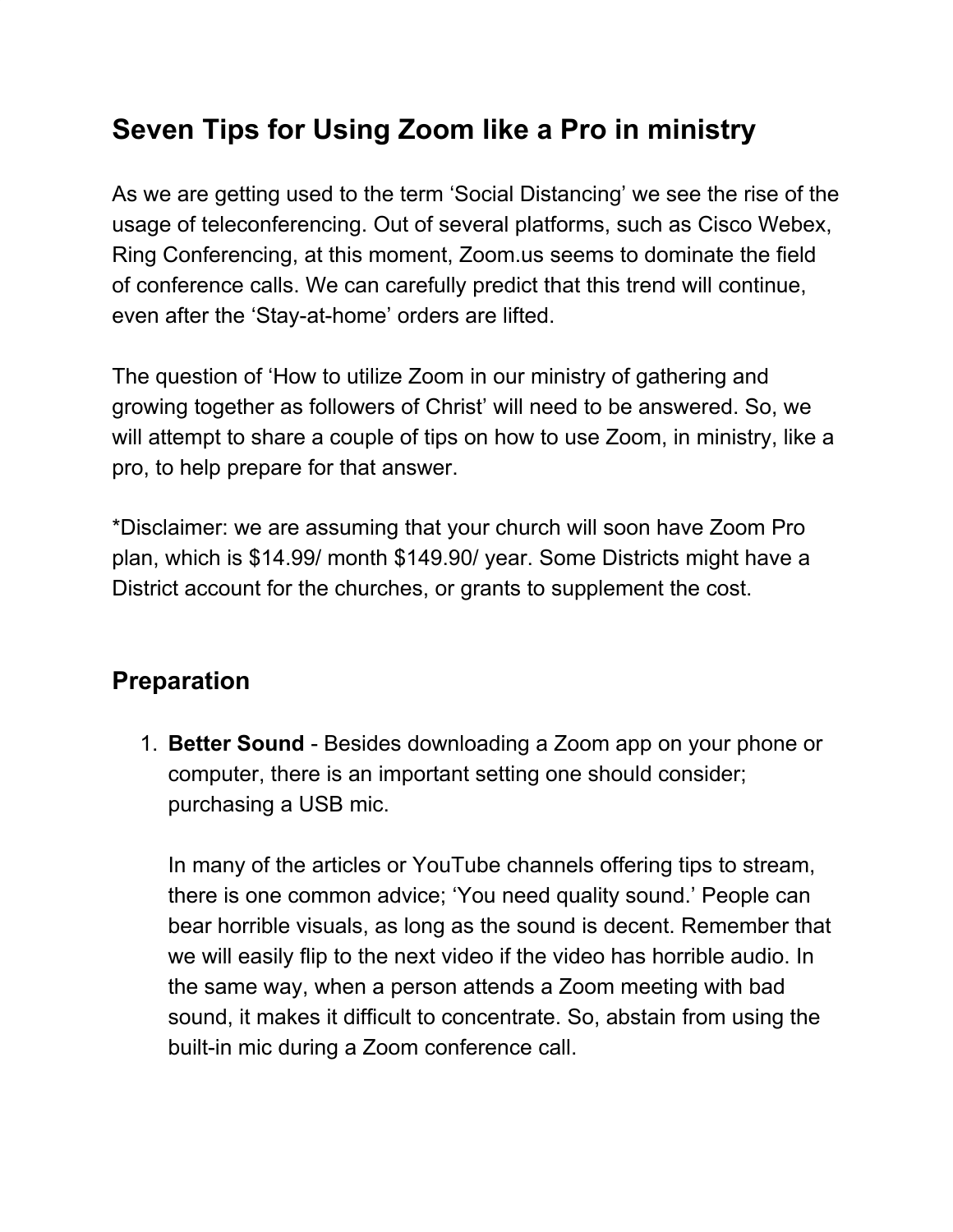# Seven Tips for Using Zoom like a Pro in ministry

As we are getting used to the term 'Social Distancing' we see the rise of the usage of teleconferencing. Out of several platforms, such as Cisco Webex, Ring Conferencing, at this moment, Zoom.us seems to dominate the field of conference calls. We can carefully predict that this trend will continue, even after the 'Stay-at-home' orders are lifted.

The question of 'How to utilize Zoom in our ministry of gathering and growing together as followers of Christ' will need to be answered. So, we will attempt to share a couple of tips on how to use Zoom, in ministry, like a pro, to help prepare for that answer.

*Disclaimer: we are assuming that your church will soon have Zoom Pro plan, which is $14.99/ month $149.90/ year. Some Districts might have a District account for the churches, or grants to supplement the cost.

## Preparation

1. **Better Sound** - Besides downloading a Zoom app on your phone or computer, there is an important setting one should consider; purchasing a USB mic.

   In many of the articles or YouTube channels offering tips to stream, there is one common advice; 'You need quality sound.' People can bear horrible visuals, as long as the sound is decent. Remember that we will easily flip to the next video if the video has horrible audio. In the same way, when a person attends a Zoom meeting with bad sound, it makes it difficult to concentrate. So, abstain from using the built-in mic during a Zoom conference call.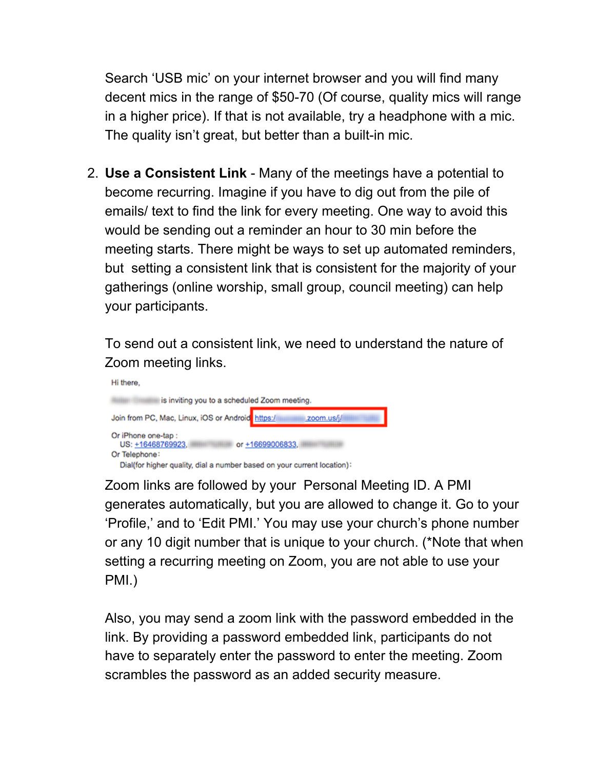Search 'USB mic' on your internet browser and you will find many decent mics in the range of $50-70 (Of course, quality mics will range in a higher price). If that is not available, try a headphone with a mic. The quality isn't great, but better than a built-in mic.

2. **Use a Consistent Link** - Many of the meetings have a potential to become recurring. Imagine if you have to dig out from the pile of emails/ text to find the link for every meeting. One way to avoid this would be sending out a reminder an hour to 30 min before the meeting starts. There might be ways to set up automated reminders, but setting a consistent link that is consistent for the majority of your gatherings (online worship, small group, council meeting) can help your participants.

   To send out a consistent link, we need to understand the nature of Zoom meeting links.

   Hi there,

   is inviting you to a scheduled Zoom meeting.

   Join from PC, Mac, Linux, iOS or Android: https://.zoom.us/j/

   Or iPhone one-tap :
   US: +16468769923, or +16699006833,
   Or Telephone:
   Dial(for higher quality, dial a number based on your current location):

   Zoom links are followed by your Personal Meeting ID. A PMI generates automatically, but you are allowed to change it. Go to your 'Profile,' and to 'Edit PMI.' You may use your church's phone number or any 10 digit number that is unique to your church. (*Note that when setting a recurring meeting on Zoom, you are not able to use your PMI.)

   Also, you may send a zoom link with the password embedded in the link. By providing a password embedded link, participants do not have to separately enter the password to enter the meeting. Zoom scrambles the password as an added security measure.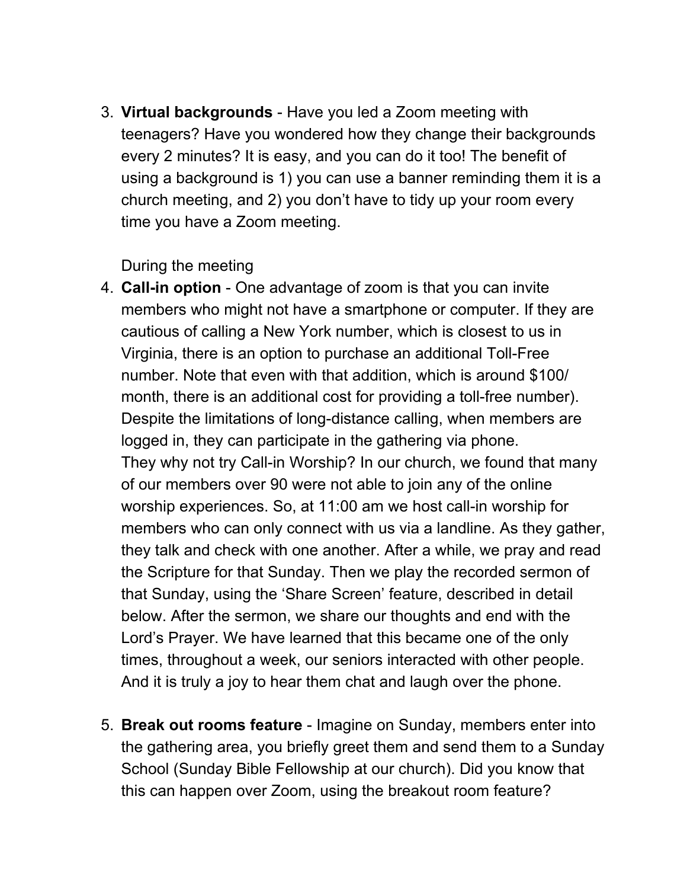3. **Virtual backgrounds** - Have you led a Zoom meeting with teenagers? Have you wondered how they change their backgrounds every 2 minutes? It is easy, and you can do it too! The benefit of using a background is 1) you can use a banner reminding them it is a church meeting, and 2) you don't have to tidy up your room every time you have a Zoom meeting.

   During the meeting

4. **Call-in option** - One advantage of zoom is that you can invite members who might not have a smartphone or computer. If they are cautious of calling a New York number, which is closest to us in Virginia, there is an option to purchase an additional Toll-Free number. Note that even with that addition, which is around $100/ month, there is an additional cost for providing a toll-free number). Despite the limitations of long-distance calling, when members are logged in, they can participate in the gathering via phone.
   They why not try Call-in Worship? In our church, we found that many of our members over 90 were not able to join any of the online worship experiences. So, at 11:00 am we host call-in worship for members who can only connect with us via a landline. As they gather, they talk and check with one another. After a while, we pray and read the Scripture for that Sunday. Then we play the recorded sermon of that Sunday, using the 'Share Screen' feature, described in detail below. After the sermon, we share our thoughts and end with the Lord's Prayer. We have learned that this became one of the only times, throughout a week, our seniors interacted with other people. And it is truly a joy to hear them chat and laugh over the phone.

5. **Break out rooms feature** - Imagine on Sunday, members enter into the gathering area, you briefly greet them and send them to a Sunday School (Sunday Bible Fellowship at our church). Did you know that this can happen over Zoom, using the breakout room feature?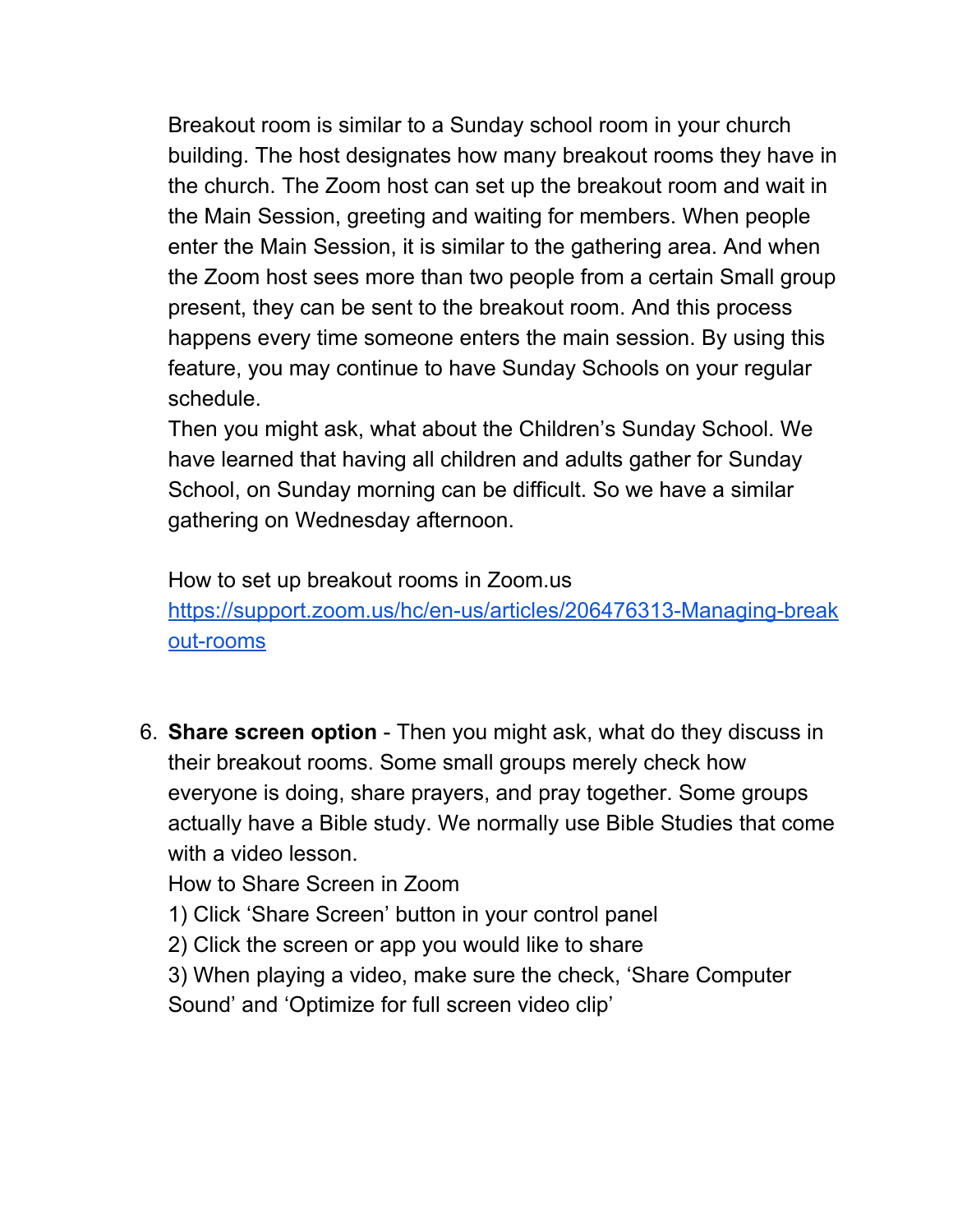Breakout room is similar to a Sunday school room in your church building. The host designates how many breakout rooms they have in the church. The Zoom host can set up the breakout room and wait in the Main Session, greeting and waiting for members. When people enter the Main Session, it is similar to the gathering area. And when the Zoom host sees more than two people from a certain Small group present, they can be sent to the breakout room. And this process happens every time someone enters the main session. By using this feature, you may continue to have Sunday Schools on your regular schedule.

Then you might ask, what about the Children's Sunday School. We have learned that having all children and adults gather for Sunday School, on Sunday morning can be difficult. So we have a similar gathering on Wednesday afternoon.

How to set up breakout rooms in Zoom.us
[https://support.zoom.us/hc/en-us/articles/206476313-Managing-breakout-rooms](https://support.zoom.us/hc/en-us/articles/206476313-Managing-breakout-rooms)

6. **Share screen option** - Then you might ask, what do they discuss in their breakout rooms. Some small groups merely check how everyone is doing, share prayers, and pray together. Some groups actually have a Bible study. We normally use Bible Studies that come with a video lesson.

   How to Share Screen in Zoom

   1) Click 'Share Screen' button in your control panel

   2) Click the screen or app you would like to share

   3) When playing a video, make sure the check, 'Share Computer Sound' and 'Optimize for full screen video clip'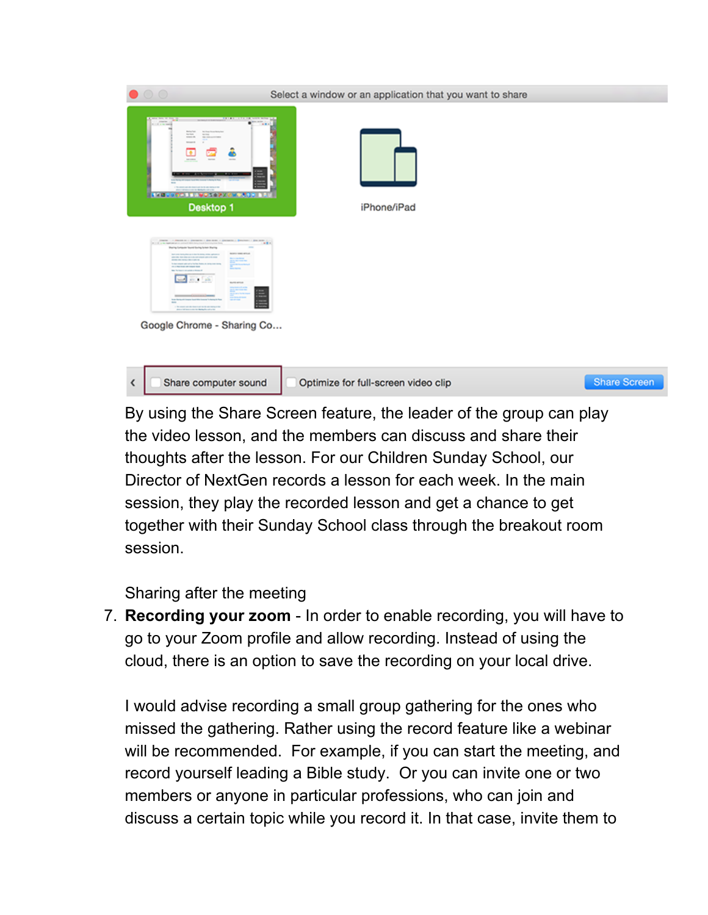By using the Share Screen feature, the leader of the group can play the video lesson, and the members can discuss and share their thoughts after the lesson. For our Children Sunday School, our Director of NextGen records a lesson for each week. In the main session, they play the recorded lesson and get a chance to get together with their Sunday School class through the breakout room session.

Sharing after the meeting

7. **Recording your zoom** - In order to enable recording, you will have to go to your Zoom profile and allow recording. Instead of using the cloud, there is an option to save the recording on your local drive.

   I would advise recording a small group gathering for the ones who missed the gathering. Rather using the record feature like a webinar will be recommended. For example, if you can start the meeting, and record yourself leading a Bible study. Or you can invite one or two members or anyone in particular professions, who can join and discuss a certain topic while you record it. In that case, invite them to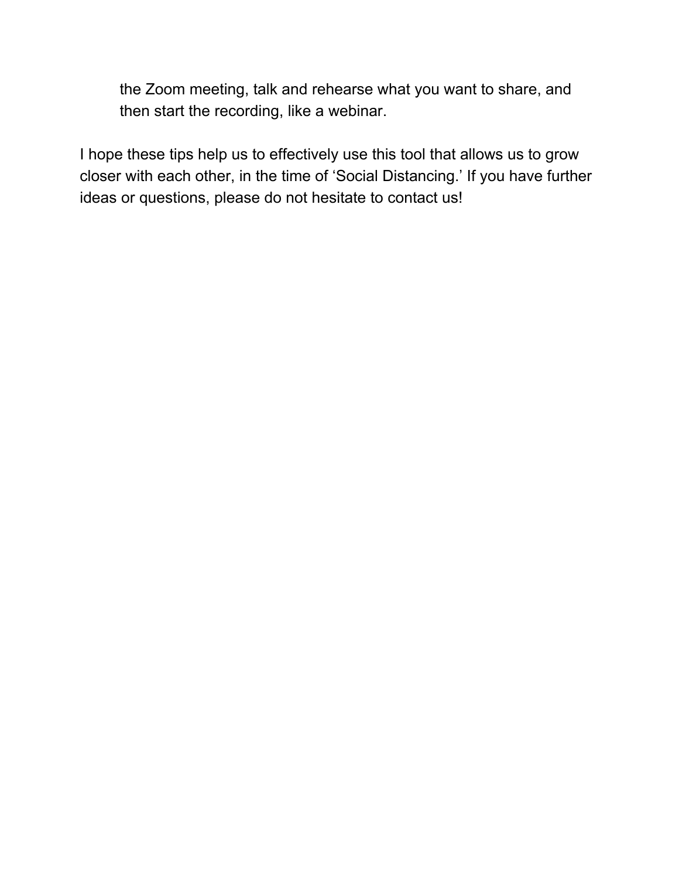the Zoom meeting, talk and rehearse what you want to share, and then start the recording, like a webinar.

I hope these tips help us to effectively use this tool that allows us to grow closer with each other, in the time of 'Social Distancing.' If you have further ideas or questions, please do not hesitate to contact us!